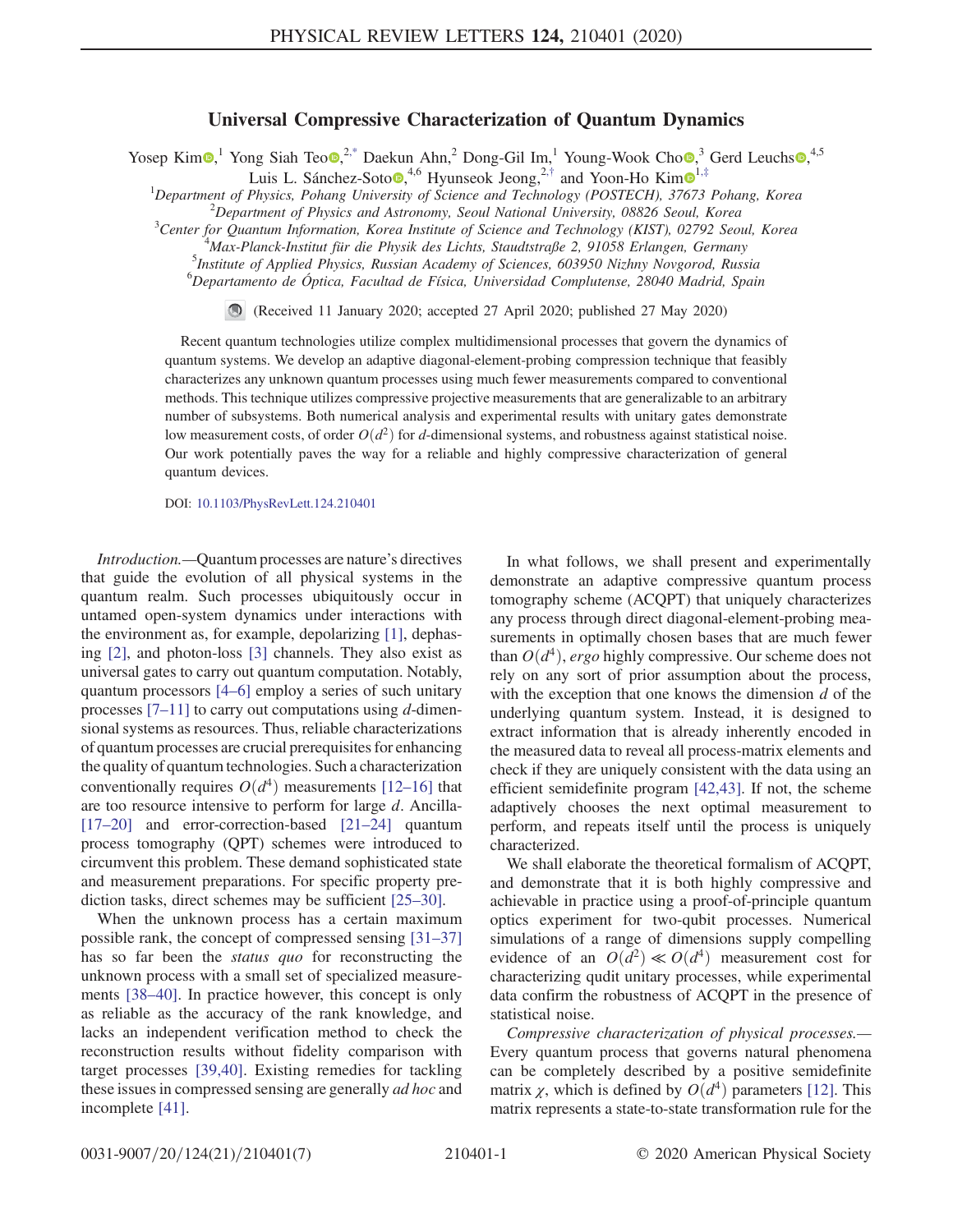# Universal Compressive Characterization of Quantum Dynamics

Yosep Kim,[1] Yong Siah Teo,[2,*] Daekun Ahn,[2] Dong-Gil Im,[1] Young-Wook Cho,[3] Gerd Leuchs,[4,5] Luis L. Sánchez-Soto,[4,6] Hyunseok Jeong,[2,†] and Yoon-Ho Kim[1,‡]

[1]Department of Physics, Pohang University of Science and Technology (POSTECH), 37673 Pohang, Korea
[2]Department of Physics and Astronomy, Seoul National University, 08826 Seoul, Korea
[3]Center for Quantum Information, Korea Institute of Science and Technology (KIST), 02792 Seoul, Korea
[4]Max-Planck-Institut für die Physik des Lichts, Staudtstraße 2, 91058 Erlangen, Germany
[5]Institute of Applied Physics, Russian Academy of Sciences, 603950 Nizhny Novgorod, Russia
[6]Departamento de Óptica, Facultad de Física, Universidad Complutense, 28040 Madrid, Spain

(Received 11 January 2020; accepted 27 April 2020; published 27 May 2020)

Recent quantum technologies utilize complex multidimensional processes that govern the dynamics of quantum systems. We develop an adaptive diagonal-element-probing compression technique that feasibly characterizes any unknown quantum processes using much fewer measurements compared to conventional methods. This technique utilizes compressive projective measurements that are generalizable to an arbitrary number of subsystems. Both numerical analysis and experimental results with unitary gates demonstrate low measurement costs, of order $O(d^2)$ for $d$-dimensional systems, and robustness against statistical noise. Our work potentially paves the way for a reliable and highly compressive characterization of general quantum devices.

DOI: 10.1103/PhysRevLett.124.210401

*Introduction.*—Quantum processes are nature's directives that guide the evolution of all physical systems in the quantum realm. Such processes ubiquitously occur in untamed open-system dynamics under interactions with the environment as, for example, depolarizing [1], dephasing [2], and photon-loss [3] channels. They also exist as universal gates to carry out quantum computation. Notably, quantum processors [4–6] employ a series of such unitary processes [7–11] to carry out computations using $d$-dimensional systems as resources. Thus, reliable characterizations of quantum processes are crucial prerequisites for enhancing the quality of quantum technologies. Such a characterization conventionally requires $O(d^4)$ measurements [12–16] that are too resource intensive to perform for large $d$. Ancilla- [17–20] and error-correction-based [21–24] quantum process tomography (QPT) schemes were introduced to circumvent this problem. These demand sophisticated state and measurement preparations. For specific property prediction tasks, direct schemes may be sufficient [25–30].

When the unknown process has a certain maximum possible rank, the concept of compressed sensing [31–37] has so far been the *status quo* for reconstructing the unknown process with a small set of specialized measurements [38–40]. In practice however, this concept is only as reliable as the accuracy of the rank knowledge, and lacks an independent verification method to check the reconstruction results without fidelity comparison with target processes [39,40]. Existing remedies for tackling these issues in compressed sensing are generally *ad hoc* and incomplete [41].

In what follows, we shall present and experimentally demonstrate an adaptive compressive quantum process tomography scheme (ACQPT) that uniquely characterizes any process through direct diagonal-element-probing measurements in optimally chosen bases that are much fewer than $O(d^4)$, *ergo* highly compressive. Our scheme does not rely on any sort of prior assumption about the process, with the exception that one knows the dimension $d$ of the underlying quantum system. Instead, it is designed to extract information that is already inherently encoded in the measured data to reveal all process-matrix elements and check if they are uniquely consistent with the data using an efficient semidefinite program [42,43]. If not, the scheme adaptively chooses the next optimal measurement to perform, and repeats itself until the process is uniquely characterized.

We shall elaborate the theoretical formalism of ACQPT, and demonstrate that it is both highly compressive and achievable in practice using a proof-of-principle quantum optics experiment for two-qubit processes. Numerical simulations of a range of dimensions supply compelling evidence of an $O(d^2) \ll O(d^4)$ measurement cost for characterizing qudit unitary processes, while experimental data confirm the robustness of ACQPT in the presence of statistical noise.

*Compressive characterization of physical processes.*—Every quantum process that governs natural phenomena can be completely described by a positive semidefinite matrix $\chi$, which is defined by $O(d^4)$ parameters [12]. This matrix represents a state-to-state transformation rule for the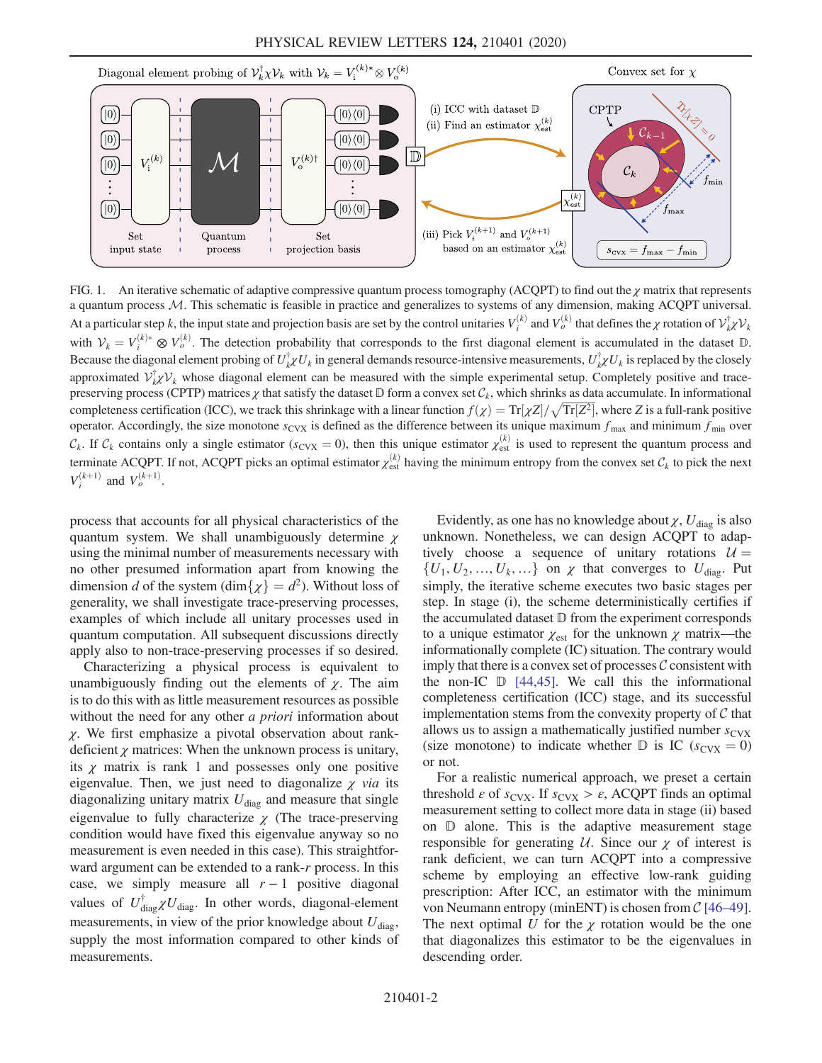FIG. 1. An iterative schematic of adaptive compressive quantum process tomography (ACQPT) to find out the $\chi$ matrix that represents a quantum process $\mathcal{M}$. This schematic is feasible in practice and generalizes to systems of any dimension, making ACQPT universal. At a particular step $k$, the input state and projection basis are set by the control unitaries $V_i^{(k)}$ and $V_o^{(k)}$ that defines the $\chi$ rotation of $\mathcal{V}_k^\dagger \chi \mathcal{V}_k$ with $\mathcal{V}_k = V_i^{(k)*} \otimes V_o^{(k)}$. The detection probability that corresponds to the first diagonal element is accumulated in the dataset $\mathbb{D}$. Because the diagonal element probing of $U_k^\dagger \chi U_k$ in general demands resource-intensive measurements, $U_k^\dagger \chi U_k$ is replaced by the closely approximated $\mathcal{V}_k^\dagger \chi \mathcal{V}_k$ whose diagonal element can be measured with the simple experimental setup. Completely positive and trace-preserving process (CPTP) matrices $\chi$ that satisfy the dataset $\mathbb{D}$ form a convex set $\mathcal{C}_k$, which shrinks as data accumulate. In informational completeness certification (ICC), we track this shrinkage with a linear function $f(\chi) = \mathrm{Tr}[\chi Z]/\sqrt{\mathrm{Tr}[Z^2]}$, where $Z$ is a full-rank positive operator. Accordingly, the size monotone $s_{\mathrm{CVX}}$ is defined as the difference between its unique maximum $f_{\max}$ and minimum $f_{\min}$ over $\mathcal{C}_k$. If $\mathcal{C}_k$ contains only a single estimator ($s_{\mathrm{CVX}} = 0$), then this unique estimator $\chi_{\mathrm{est}}^{(k)}$ is used to represent the quantum process and terminate ACQPT. If not, ACQPT picks an optimal estimator $\chi_{\mathrm{est}}^{(k)}$ having the minimum entropy from the convex set $\mathcal{C}_k$ to pick the next $V_i^{(k+1)}$ and $V_o^{(k+1)}$.

process that accounts for all physical characteristics of the quantum system. We shall unambiguously determine $\chi$ using the minimal number of measurements necessary with no other presumed information apart from knowing the dimension $d$ of the system ($\dim\{\chi\} = d^2$). Without loss of generality, we shall investigate trace-preserving processes, examples of which include all unitary processes used in quantum computation. All subsequent discussions directly apply also to non-trace-preserving processes if so desired.

Characterizing a physical process is equivalent to unambiguously finding out the elements of $\chi$. The aim is to do this with as little measurement resources as possible without the need for any other *a priori* information about $\chi$. We first emphasize a pivotal observation about rank-deficient $\chi$ matrices: When the unknown process is unitary, its $\chi$ matrix is rank 1 and possesses only one positive eigenvalue. Then, we just need to diagonalize $\chi$ *via* its diagonalizing unitary matrix $U_{\mathrm{diag}}$ and measure that single eigenvalue to fully characterize $\chi$ (The trace-preserving condition would have fixed this eigenvalue anyway so no measurement is even needed in this case). This straightforward argument can be extended to a rank-$r$ process. In this case, we simply measure all $r-1$ positive diagonal values of $U_{\mathrm{diag}}^\dagger \chi U_{\mathrm{diag}}$. In other words, diagonal-element measurements, in view of the prior knowledge about $U_{\mathrm{diag}}$, supply the most information compared to other kinds of measurements.

Evidently, as one has no knowledge about $\chi$, $U_{\mathrm{diag}}$ is also unknown. Nonetheless, we can design ACQPT to adaptively choose a sequence of unitary rotations $\mathcal{U} = \{U_1, U_2, \ldots, U_k, \ldots\}$ on $\chi$ that converges to $U_{\mathrm{diag}}$. Put simply, the iterative scheme executes two basic stages per step. In stage (i), the scheme deterministically certifies if the accumulated dataset $\mathbb{D}$ from the experiment corresponds to a unique estimator $\chi_{\mathrm{est}}$ for the unknown $\chi$ matrix—the informationally complete (IC) situation. The contrary would imply that there is a convex set of processes $\mathcal{C}$ consistent with the non-IC $\mathbb{D}$ [44,45]. We call this the informational completeness certification (ICC) stage, and its successful implementation stems from the convexity property of $\mathcal{C}$ that allows us to assign a mathematically justified number $s_{\mathrm{CVX}}$ (size monotone) to indicate whether $\mathbb{D}$ is IC ($s_{\mathrm{CVX}} = 0$) or not.

For a realistic numerical approach, we preset a certain threshold $\epsilon$ of $s_{\mathrm{CVX}}$. If $s_{\mathrm{CVX}} > \epsilon$, ACQPT finds an optimal measurement setting to collect more data in stage (ii) based on $\mathbb{D}$ alone. This is the adaptive measurement stage responsible for generating $\mathcal{U}$. Since our $\chi$ of interest is rank deficient, we can turn ACQPT into a compressive scheme by employing an effective low-rank guiding prescription: After ICC, an estimator with the minimum von Neumann entropy (minENT) is chosen from $\mathcal{C}$ [46–49]. The next optimal $U$ for the $\chi$ rotation would be the one that diagonalizes this estimator to be the eigenvalues in descending order.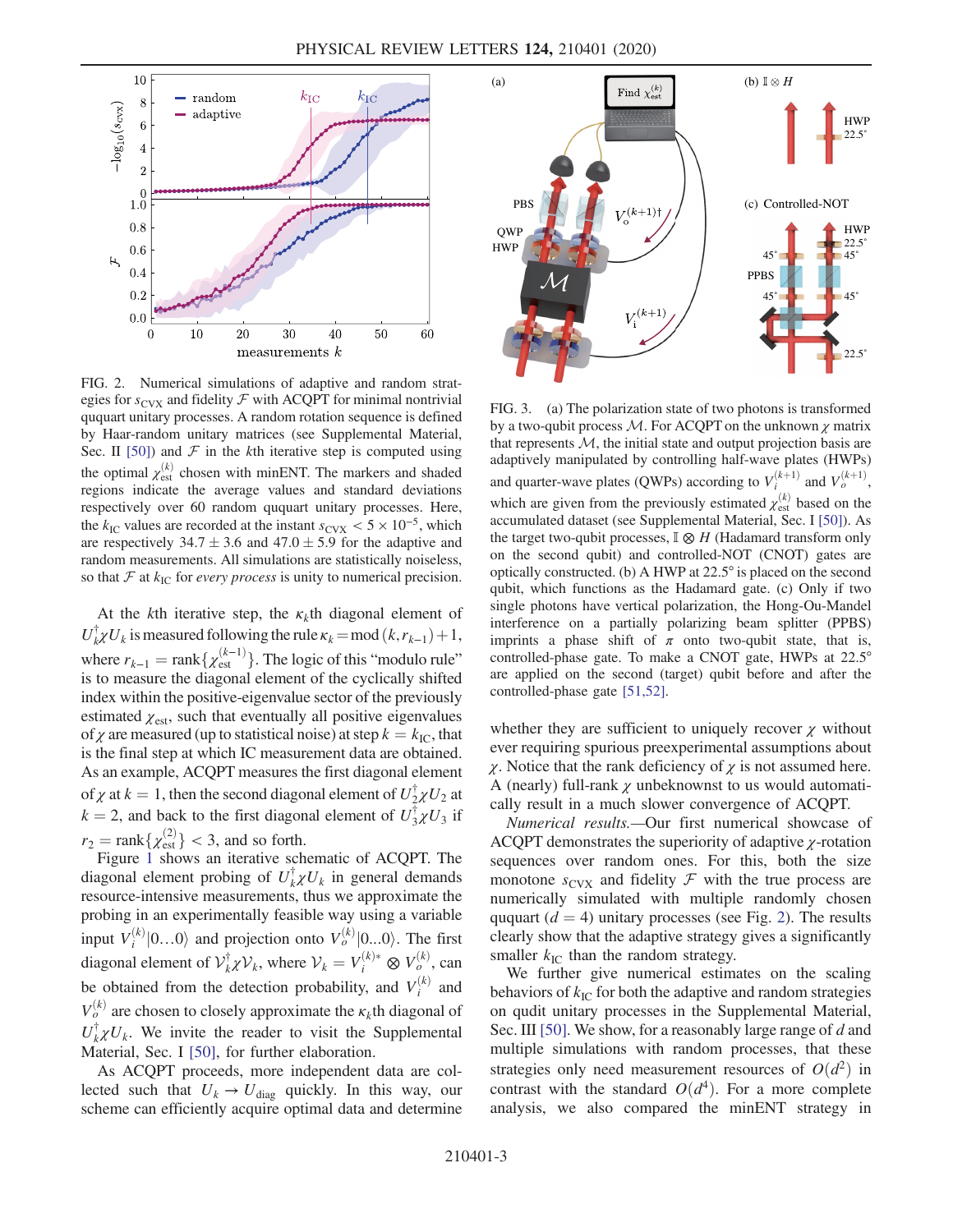FIG. 2. Numerical simulations of adaptive and random strategies for $s_{\rm CVX}$ and fidelity $\mathcal{F}$ with ACQPT for minimal nontrivial ququart unitary processes. A random rotation sequence is defined by Haar-random unitary matrices (see Supplemental Material, Sec. II [50]) and $\mathcal{F}$ in the $k$th iterative step is computed using the optimal $\chi_{\rm est}^{(k)}$ chosen with minENT. The markers and shaded regions indicate the average values and standard deviations respectively over 60 random ququart unitary processes. Here, the $k_{\rm IC}$ values are recorded at the instant $s_{\rm CVX} < 5\times 10^{-5}$, which are respectively $34.7 \pm 3.6$ and $47.0 \pm 5.9$ for the adaptive and random measurements. All simulations are statistically noiseless, so that $\mathcal{F}$ at $k_{\rm IC}$ for *every process* is unity to numerical precision.

At the $k$th iterative step, the $\kappa_k$th diagonal element of $U_k^\dagger \chi U_k$ is measured following the rule $\kappa_k = \mathrm{mod}\,(k, r_{k-1}) + 1$, where $r_{k-1} = \mathrm{rank}\{\chi_{\rm est}^{(k-1)}\}$. The logic of this "modulo rule" is to measure the diagonal element of the cyclically shifted index within the positive-eigenvalue sector of the previously estimated $\chi_{\rm est}$, such that eventually all positive eigenvalues of $\chi$ are measured (up to statistical noise) at step $k = k_{\rm IC}$, that is the final step at which IC measurement data are obtained. As an example, ACQPT measures the first diagonal element of $\chi$ at $k = 1$, then the second diagonal element of $U_2^\dagger \chi U_2$ at $k = 2$, and back to the first diagonal element of $U_3^\dagger \chi U_3$ if $r_2 = \mathrm{rank}\{\chi_{\rm est}^{(2)}\} < 3$, and so forth.

Figure 1 shows an iterative schematic of ACQPT. The diagonal element probing of $U_k^\dagger \chi U_k$ in general demands resource-intensive measurements, thus we approximate the probing in an experimentally feasible way using a variable input $V_i^{(k)}|0\ldots0\rangle$ and projection onto $V_o^{(k)}|0\ldots0\rangle$. The first diagonal element of $\mathcal{V}_k^\dagger \chi \mathcal{V}_k$, where $\mathcal{V}_k = V_i^{(k)*} \otimes V_o^{(k)}$, can be obtained from the detection probability, and $V_i^{(k)}$ and $V_o^{(k)}$ are chosen to closely approximate the $\kappa_k$th diagonal of $U_k^\dagger \chi U_k$. We invite the reader to visit the Supplemental Material, Sec. I [50], for further elaboration.

As ACQPT proceeds, more independent data are collected such that $U_k \to U_{\rm diag}$ quickly. In this way, our scheme can efficiently acquire optimal data and determine

FIG. 3. (a) The polarization state of two photons is transformed by a two-qubit process $\mathcal{M}$. For ACQPT on the unknown $\chi$ matrix that represents $\mathcal{M}$, the initial state and output projection basis are adaptively manipulated by controlling half-wave plates (HWPs) and quarter-wave plates (QWPs) according to $V_i^{(k+1)}$ and $V_o^{(k+1)}$, which are given from the previously estimated $\chi_{\rm est}^{(k)}$ based on the accumulated dataset (see Supplemental Material, Sec. I [50]). As the target two-qubit processes, $\mathbb{I}\otimes H$ (Hadamard transform only on the second qubit) and controlled-NOT (CNOT) gates are optically constructed. (b) A HWP at 22.5° is placed on the second qubit, which functions as the Hadamard gate. (c) Only if two single photons have vertical polarization, the Hong-Ou-Mandel interference on a partially polarizing beam splitter (PPBS) imprints a phase shift of $\pi$ onto two-qubit state, that is, controlled-phase gate. To make a CNOT gate, HWPs at 22.5° are applied on the second (target) qubit before and after the controlled-phase gate [51,52].

whether they are sufficient to uniquely recover $\chi$ without ever requiring spurious preexperimental assumptions about $\chi$. Notice that the rank deficiency of $\chi$ is not assumed here. A (nearly) full-rank $\chi$ unbeknownst to us would automatically result in a much slower convergence of ACQPT.

*Numerical results.*—Our first numerical showcase of ACQPT demonstrates the superiority of adaptive $\chi$-rotation sequences over random ones. For this, both the size monotone $s_{\rm CVX}$ and fidelity $\mathcal{F}$ with the true process are numerically simulated with multiple randomly chosen ququart ($d = 4$) unitary processes (see Fig. 2). The results clearly show that the adaptive strategy gives a significantly smaller $k_{\rm IC}$ than the random strategy.

We further give numerical estimates on the scaling behaviors of $k_{\rm IC}$ for both the adaptive and random strategies on qudit unitary processes in the Supplemental Material, Sec. III [50]. We show, for a reasonably large range of $d$ and multiple simulations with random processes, that these strategies only need measurement resources of $O(d^2)$ in contrast with the standard $O(d^4)$. For a more complete analysis, we also compared the minENT strategy in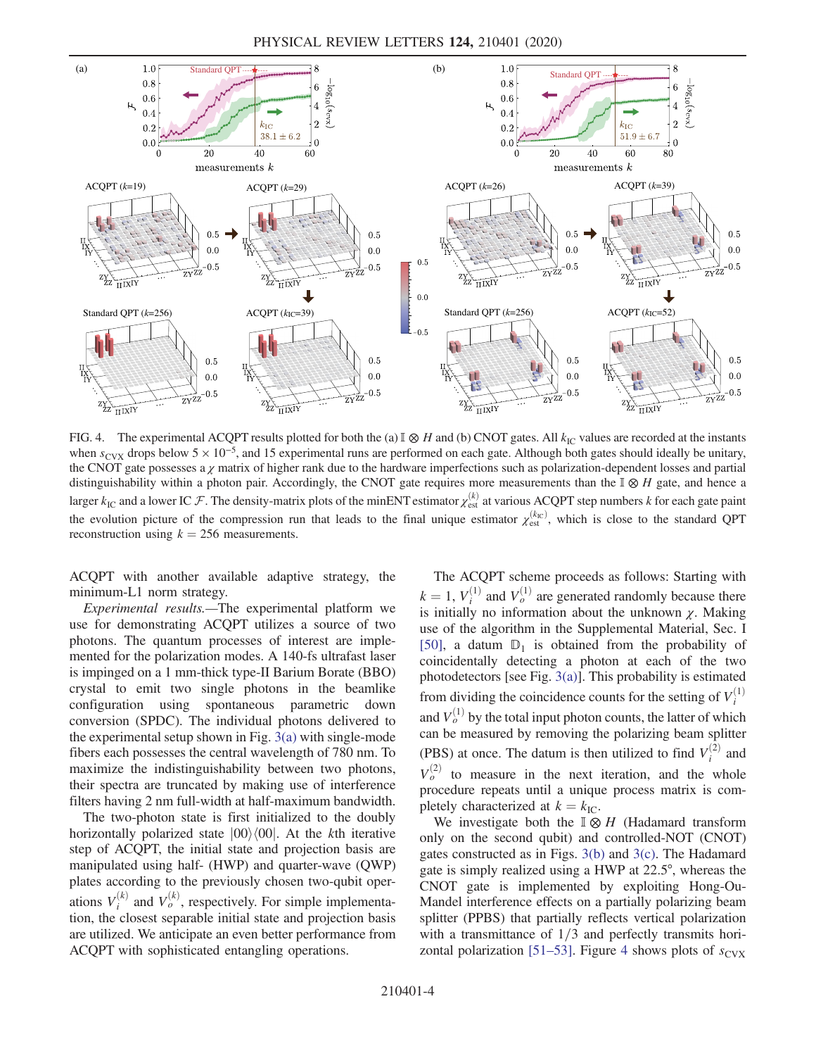FIG. 4. The experimental ACQPT results plotted for both the (a) $\mathbb{I}\otimes H$ and (b) CNOT gates. All $k_{\mathrm{IC}}$ values are recorded at the instants when $s_{\mathrm{CVX}}$ drops below $5\times10^{-5}$, and 15 experimental runs are performed on each gate. Although both gates should ideally be unitary, the CNOT gate possesses a $\chi$ matrix of higher rank due to the hardware imperfections such as polarization-dependent losses and partial distinguishability within a photon pair. Accordingly, the CNOT gate requires more measurements than the $\mathbb{I}\otimes H$ gate, and hence a larger $k_{\mathrm{IC}}$ and a lower IC $\mathcal{F}$. The density-matrix plots of the minENT estimator $\chi_{\mathrm{est}}^{(k)}$ at various ACQPT step numbers $k$ for each gate paint the evolution picture of the compression run that leads to the final unique estimator $\chi_{\mathrm{est}}^{(k_{\mathrm{IC}})}$, which is close to the standard QPT reconstruction using $k=256$ measurements.

ACQPT with another available adaptive strategy, the minimum-L1 norm strategy.

*Experimental results.*—The experimental platform we use for demonstrating ACQPT utilizes a source of two photons. The quantum processes of interest are implemented for the polarization modes. A 140-fs ultrafast laser is impinged on a 1 mm-thick type-II Barium Borate (BBO) crystal to emit two single photons in the beamlike configuration using spontaneous parametric down conversion (SPDC). The individual photons delivered to the experimental setup shown in Fig. 3(a) with single-mode fibers each possesses the central wavelength of 780 nm. To maximize the indistinguishability between two photons, their spectra are truncated by making use of interference filters having 2 nm full-width at half-maximum bandwidth.

The two-photon state is first initialized to the doubly horizontally polarized state $|00\rangle\langle00|$. At the $k$th iterative step of ACQPT, the initial state and projection basis are manipulated using half- (HWP) and quarter-wave (QWP) plates according to the previously chosen two-qubit operations $V_i^{(k)}$ and $V_o^{(k)}$, respectively. For simple implementation, the closest separable initial state and projection basis are utilized. We anticipate an even better performance from ACQPT with sophisticated entangling operations.

The ACQPT scheme proceeds as follows: Starting with $k=1$, $V_i^{(1)}$ and $V_o^{(1)}$ are generated randomly because there is initially no information about the unknown $\chi$. Making use of the algorithm in the Supplemental Material, Sec. I [50], a datum $\mathbb{D}_1$ is obtained from the probability of coincidentally detecting a photon at each of the two photodetectors [see Fig. 3(a)]. This probability is estimated from dividing the coincidence counts for the setting of $V_i^{(1)}$ and $V_o^{(1)}$ by the total input photon counts, the latter of which can be measured by removing the polarizing beam splitter (PBS) at once. The datum is then utilized to find $V_i^{(2)}$ and $V_o^{(2)}$ to measure in the next iteration, and the whole procedure repeats until a unique process matrix is completely characterized at $k=k_{\mathrm{IC}}$.

We investigate both the $\mathbb{I}\otimes H$ (Hadamard transform only on the second qubit) and controlled-NOT (CNOT) gates constructed as in Figs. 3(b) and 3(c). The Hadamard gate is simply realized using a HWP at 22.5°, whereas the CNOT gate is implemented by exploiting Hong-Ou-Mandel interference effects on a partially polarizing beam splitter (PPBS) that partially reflects vertical polarization with a transmittance of 1/3 and perfectly transmits horizontal polarization [51–53]. Figure 4 shows plots of $s_{\mathrm{CVX}}$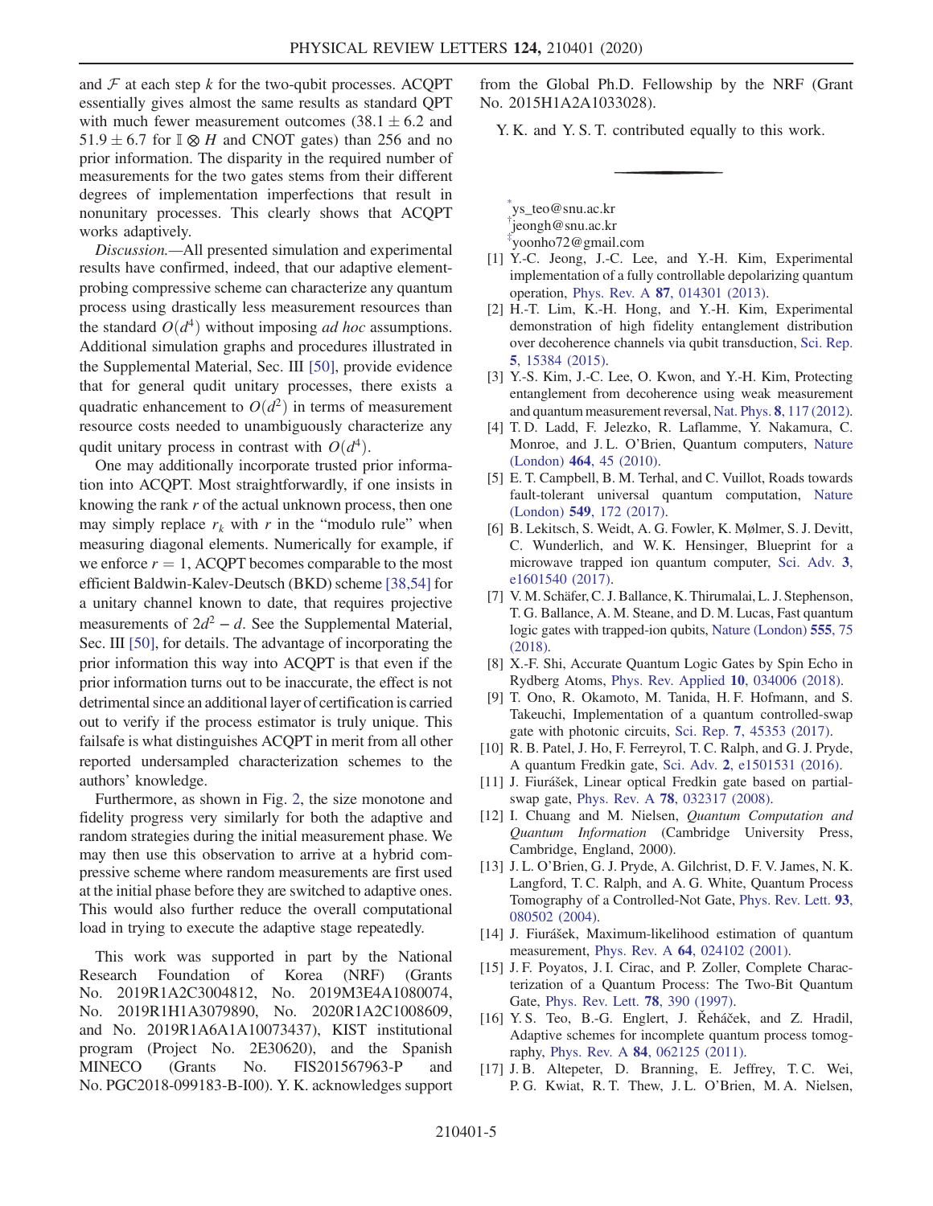and $\mathcal{F}$ at each step $k$ for the two-qubit processes. ACQPT essentially gives almost the same results as standard QPT with much fewer measurement outcomes ($38.1 \pm 6.2$ and $51.9 \pm 6.7$ for $\mathbb{I} \otimes H$ and CNOT gates) than 256 and no prior information. The disparity in the required number of measurements for the two gates stems from their different degrees of implementation imperfections that result in nonunitary processes. This clearly shows that ACQPT works adaptively.

*Discussion.*—All presented simulation and experimental results have confirmed, indeed, that our adaptive element-probing compressive scheme can characterize any quantum process using drastically less measurement resources than the standard $O(d^4)$ without imposing *ad hoc* assumptions. Additional simulation graphs and procedures illustrated in the Supplemental Material, Sec. III [50], provide evidence that for general qudit unitary processes, there exists a quadratic enhancement to $O(d^2)$ in terms of measurement resource costs needed to unambiguously characterize any qudit unitary process in contrast with $O(d^4)$.

One may additionally incorporate trusted prior information into ACQPT. Most straightforwardly, if one insists in knowing the rank $r$ of the actual unknown process, then one may simply replace $r_k$ with $r$ in the "modulo rule" when measuring diagonal elements. Numerically for example, if we enforce $r = 1$, ACQPT becomes comparable to the most efficient Baldwin-Kalev-Deutsch (BKD) scheme [38,54] for a unitary channel known to date, that requires projective measurements of $2d^2 - d$. See the Supplemental Material, Sec. III [50], for details. The advantage of incorporating the prior information this way into ACQPT is that even if the prior information turns out to be inaccurate, the effect is not detrimental since an additional layer of certification is carried out to verify if the process estimator is truly unique. This failsafe is what distinguishes ACQPT in merit from all other reported undersampled characterization schemes to the authors' knowledge.

Furthermore, as shown in Fig. 2, the size monotone and fidelity progress very similarly for both the adaptive and random strategies during the initial measurement phase. We may then use this observation to arrive at a hybrid compressive scheme where random measurements are first used at the initial phase before they are switched to adaptive ones. This would also further reduce the overall computational load in trying to execute the adaptive stage repeatedly.

This work was supported in part by the National Research Foundation of Korea (NRF) (Grants No. 2019R1A2C3004812, No. 2019M3E4A1080074, No. 2019R1H1A3079890, No. 2020R1A2C1008609, and No. 2019R1A6A1A10073437), KIST institutional program (Project No. 2E30620), and the Spanish MINECO (Grants No. FIS201567963-P and No. PGC2018-099183-B-I00). Y. K. acknowledges support from the Global Ph.D. Fellowship by the NRF (Grant No. 2015H1A2A1033028).

Y. K. and Y. S. T. contributed equally to this work.

---

[*] ys_teo@snu.ac.kr
[†] jeongh@snu.ac.kr
[‡] yoonho72@gmail.com

[1] Y.-C. Jeong, J.-C. Lee, and Y.-H. Kim, Experimental implementation of a fully controllable depolarizing quantum operation, Phys. Rev. A **87**, 014301 (2013).

[2] H.-T. Lim, K.-H. Hong, and Y.-H. Kim, Experimental demonstration of high fidelity entanglement distribution over decoherence channels via qubit transduction, Sci. Rep. **5**, 15384 (2015).

[3] Y.-S. Kim, J.-C. Lee, O. Kwon, and Y.-H. Kim, Protecting entanglement from decoherence using weak measurement and quantum measurement reversal, Nat. Phys. **8**, 117 (2012).

[4] T. D. Ladd, F. Jelezko, R. Laflamme, Y. Nakamura, C. Monroe, and J. L. O'Brien, Quantum computers, Nature (London) **464**, 45 (2010).

[5] E. T. Campbell, B. M. Terhal, and C. Vuillot, Roads towards fault-tolerant universal quantum computation, Nature (London) **549**, 172 (2017).

[6] B. Lekitsch, S. Weidt, A. G. Fowler, K. Mølmer, S. J. Devitt, C. Wunderlich, and W. K. Hensinger, Blueprint for a microwave trapped ion quantum computer, Sci. Adv. **3**, e1601540 (2017).

[7] V. M. Schäfer, C. J. Ballance, K. Thirumalai, L. J. Stephenson, T. G. Ballance, A. M. Steane, and D. M. Lucas, Fast quantum logic gates with trapped-ion qubits, Nature (London) **555**, 75 (2018).

[8] X.-F. Shi, Accurate Quantum Logic Gates by Spin Echo in Rydberg Atoms, Phys. Rev. Applied **10**, 034006 (2018).

[9] T. Ono, R. Okamoto, M. Tanida, H. F. Hofmann, and S. Takeuchi, Implementation of a quantum controlled-swap gate with photonic circuits, Sci. Rep. **7**, 45353 (2017).

[10] R. B. Patel, J. Ho, F. Ferreyrol, T. C. Ralph, and G. J. Pryde, A quantum Fredkin gate, Sci. Adv. **2**, e1501531 (2016).

[11] J. Fiurášek, Linear optical Fredkin gate based on partial-swap gate, Phys. Rev. A **78**, 032317 (2008).

[12] I. Chuang and M. Nielsen, *Quantum Computation and Quantum Information* (Cambridge University Press, Cambridge, England, 2000).

[13] J. L. O'Brien, G. J. Pryde, A. Gilchrist, D. F. V. James, N. K. Langford, T. C. Ralph, and A. G. White, Quantum Process Tomography of a Controlled-Not Gate, Phys. Rev. Lett. **93**, 080502 (2004).

[14] J. Fiurášek, Maximum-likelihood estimation of quantum measurement, Phys. Rev. A **64**, 024102 (2001).

[15] J. F. Poyatos, J. I. Cirac, and P. Zoller, Complete Characterization of a Quantum Process: The Two-Bit Quantum Gate, Phys. Rev. Lett. **78**, 390 (1997).

[16] Y. S. Teo, B.-G. Englert, J. Řeháček, and Z. Hradil, Adaptive schemes for incomplete quantum process tomography, Phys. Rev. A **84**, 062125 (2011).

[17] J. B. Altepeter, D. Branning, E. Jeffrey, T. C. Wei, P. G. Kwiat, R. T. Thew, J. L. O'Brien, M. A. Nielsen,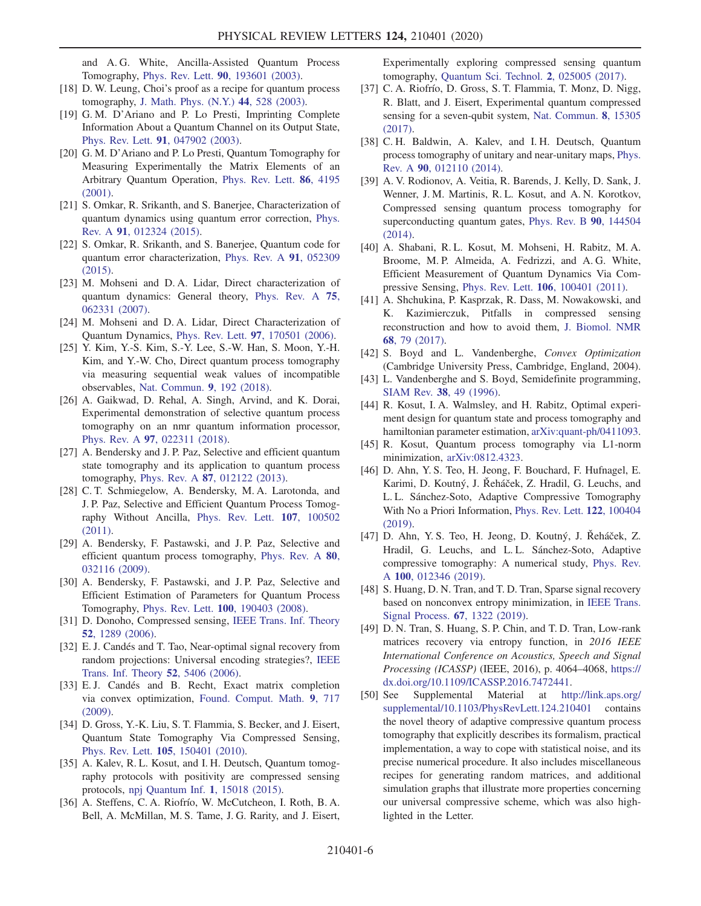and A. G. White, Ancilla-Assisted Quantum Process Tomography, Phys. Rev. Lett. **90**, 193601 (2003).

[18] D. W. Leung, Choi's proof as a recipe for quantum process tomography, J. Math. Phys. (N.Y.) **44**, 528 (2003).

[19] G. M. D'Ariano and P. Lo Presti, Imprinting Complete Information About a Quantum Channel on its Output State, Phys. Rev. Lett. **91**, 047902 (2003).

[20] G. M. D'Ariano and P. Lo Presti, Quantum Tomography for Measuring Experimentally the Matrix Elements of an Arbitrary Quantum Operation, Phys. Rev. Lett. **86**, 4195 (2001).

[21] S. Omkar, R. Srikanth, and S. Banerjee, Characterization of quantum dynamics using quantum error correction, Phys. Rev. A **91**, 012324 (2015).

[22] S. Omkar, R. Srikanth, and S. Banerjee, Quantum code for quantum error characterization, Phys. Rev. A **91**, 052309 (2015).

[23] M. Mohseni and D. A. Lidar, Direct characterization of quantum dynamics: General theory, Phys. Rev. A **75**, 062331 (2007).

[24] M. Mohseni and D. A. Lidar, Direct Characterization of Quantum Dynamics, Phys. Rev. Lett. **97**, 170501 (2006).

[25] Y. Kim, Y.-S. Kim, S.-Y. Lee, S.-W. Han, S. Moon, Y.-H. Kim, and Y.-W. Cho, Direct quantum process tomography via measuring sequential weak values of incompatible observables, Nat. Commun. **9**, 192 (2018).

[26] A. Gaikwad, D. Rehal, A. Singh, Arvind, and K. Dorai, Experimental demonstration of selective quantum process tomography on an nmr quantum information processor, Phys. Rev. A **97**, 022311 (2018).

[27] A. Bendersky and J. P. Paz, Selective and efficient quantum state tomography and its application to quantum process tomography, Phys. Rev. A **87**, 012122 (2013).

[28] C. T. Schmiegelow, A. Bendersky, M. A. Larotonda, and J. P. Paz, Selective and Efficient Quantum Process Tomography Without Ancilla, Phys. Rev. Lett. **107**, 100502 (2011).

[29] A. Bendersky, F. Pastawski, and J. P. Paz, Selective and efficient quantum process tomography, Phys. Rev. A **80**, 032116 (2009).

[30] A. Bendersky, F. Pastawski, and J. P. Paz, Selective and Efficient Estimation of Parameters for Quantum Process Tomography, Phys. Rev. Lett. **100**, 190403 (2008).

[31] D. Donoho, Compressed sensing, IEEE Trans. Inf. Theory **52**, 1289 (2006).

[32] E. J. Candés and T. Tao, Near-optimal signal recovery from random projections: Universal encoding strategies?, IEEE Trans. Inf. Theory **52**, 5406 (2006).

[33] E. J. Candés and B. Recht, Exact matrix completion via convex optimization, Found. Comput. Math. **9**, 717 (2009).

[34] D. Gross, Y.-K. Liu, S. T. Flammia, S. Becker, and J. Eisert, Quantum State Tomography Via Compressed Sensing, Phys. Rev. Lett. **105**, 150401 (2010).

[35] A. Kalev, R. L. Kosut, and I. H. Deutsch, Quantum tomography protocols with positivity are compressed sensing protocols, npj Quantum Inf. **1**, 15018 (2015).

[36] A. Steffens, C. A. Riofrío, W. McCutcheon, I. Roth, B. A. Bell, A. McMillan, M. S. Tame, J. G. Rarity, and J. Eisert, Experimentally exploring compressed sensing quantum tomography, Quantum Sci. Technol. **2**, 025005 (2017).

[37] C. A. Riofrío, D. Gross, S. T. Flammia, T. Monz, D. Nigg, R. Blatt, and J. Eisert, Experimental quantum compressed sensing for a seven-qubit system, Nat. Commun. **8**, 15305 (2017).

[38] C. H. Baldwin, A. Kalev, and I. H. Deutsch, Quantum process tomography of unitary and near-unitary maps, Phys. Rev. A **90**, 012110 (2014).

[39] A. V. Rodionov, A. Veitia, R. Barends, J. Kelly, D. Sank, J. Wenner, J. M. Martinis, R. L. Kosut, and A. N. Korotkov, Compressed sensing quantum process tomography for superconducting quantum gates, Phys. Rev. B **90**, 144504 (2014).

[40] A. Shabani, R. L. Kosut, M. Mohseni, H. Rabitz, M. A. Broome, M. P. Almeida, A. Fedrizzi, and A. G. White, Efficient Measurement of Quantum Dynamics Via Compressive Sensing, Phys. Rev. Lett. **106**, 100401 (2011).

[41] A. Shchukina, P. Kasprzak, R. Dass, M. Nowakowski, and K. Kazimierczuk, Pitfalls in compressed sensing reconstruction and how to avoid them, J. Biomol. NMR **68**, 79 (2017).

[42] S. Boyd and L. Vandenberghe, *Convex Optimization* (Cambridge University Press, Cambridge, England, 2004).

[43] L. Vandenberghe and S. Boyd, Semidefinite programming, SIAM Rev. **38**, 49 (1996).

[44] R. Kosut, I. A. Walmsley, and H. Rabitz, Optimal experiment design for quantum state and process tomography and hamiltonian parameter estimation, arXiv:quant-ph/0411093.

[45] R. Kosut, Quantum process tomography via L1-norm minimization, arXiv:0812.4323.

[46] D. Ahn, Y. S. Teo, H. Jeong, F. Bouchard, F. Hufnagel, E. Karimi, D. Koutný, J. Řeháček, Z. Hradil, G. Leuchs, and L. L. Sánchez-Soto, Adaptive Compressive Tomography With No a Priori Information, Phys. Rev. Lett. **122**, 100404 (2019).

[47] D. Ahn, Y. S. Teo, H. Jeong, D. Koutný, J. Řeháček, Z. Hradil, G. Leuchs, and L. L. Sánchez-Soto, Adaptive compressive tomography: A numerical study, Phys. Rev. A **100**, 012346 (2019).

[48] S. Huang, D. N. Tran, and T. D. Tran, Sparse signal recovery based on nonconvex entropy minimization, in IEEE Trans. Signal Process. **67**, 1322 (2019).

[49] D. N. Tran, S. Huang, S. P. Chin, and T. D. Tran, Low-rank matrices recovery via entropy function, in *2016 IEEE International Conference on Acoustics, Speech and Signal Processing (ICASSP)* (IEEE, 2016), p. 4064–4068, https://dx.doi.org/10.1109/ICASSP.2016.7472441.

[50] See Supplemental Material at http://link.aps.org/supplemental/10.1103/PhysRevLett.124.210401 contains the novel theory of adaptive compressive quantum process tomography that explicitly describes its formalism, practical implementation, a way to cope with statistical noise, and its precise numerical procedure. It also includes miscellaneous recipes for generating random matrices, and additional simulation graphs that illustrate more properties concerning our universal compressive scheme, which was also highlighted in the Letter.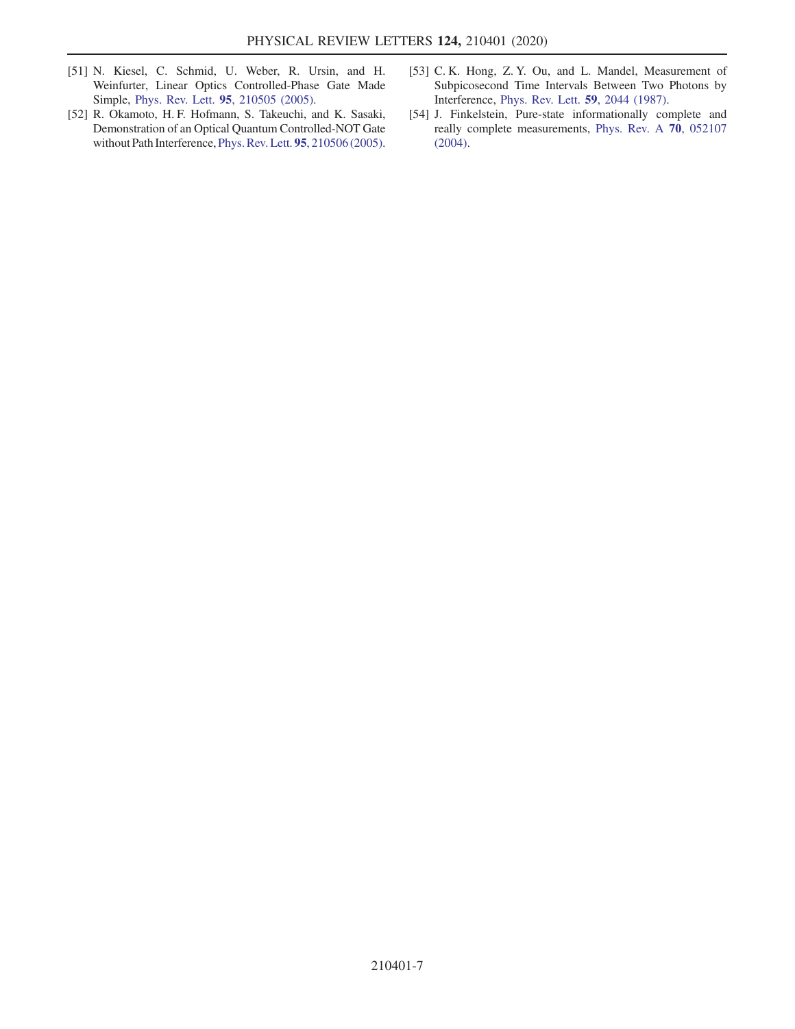[51] N. Kiesel, C. Schmid, U. Weber, R. Ursin, and H. Weinfurter, Linear Optics Controlled-Phase Gate Made Simple, Phys. Rev. Lett. **95**, 210505 (2005).

[52] R. Okamoto, H. F. Hofmann, S. Takeuchi, and K. Sasaki, Demonstration of an Optical Quantum Controlled-NOT Gate without Path Interference, Phys. Rev. Lett. **95**, 210506 (2005).

[53] C. K. Hong, Z. Y. Ou, and L. Mandel, Measurement of Subpicosecond Time Intervals Between Two Photons by Interference, Phys. Rev. Lett. **59**, 2044 (1987).

[54] J. Finkelstein, Pure-state informationally complete and really complete measurements, Phys. Rev. A **70**, 052107 (2004).